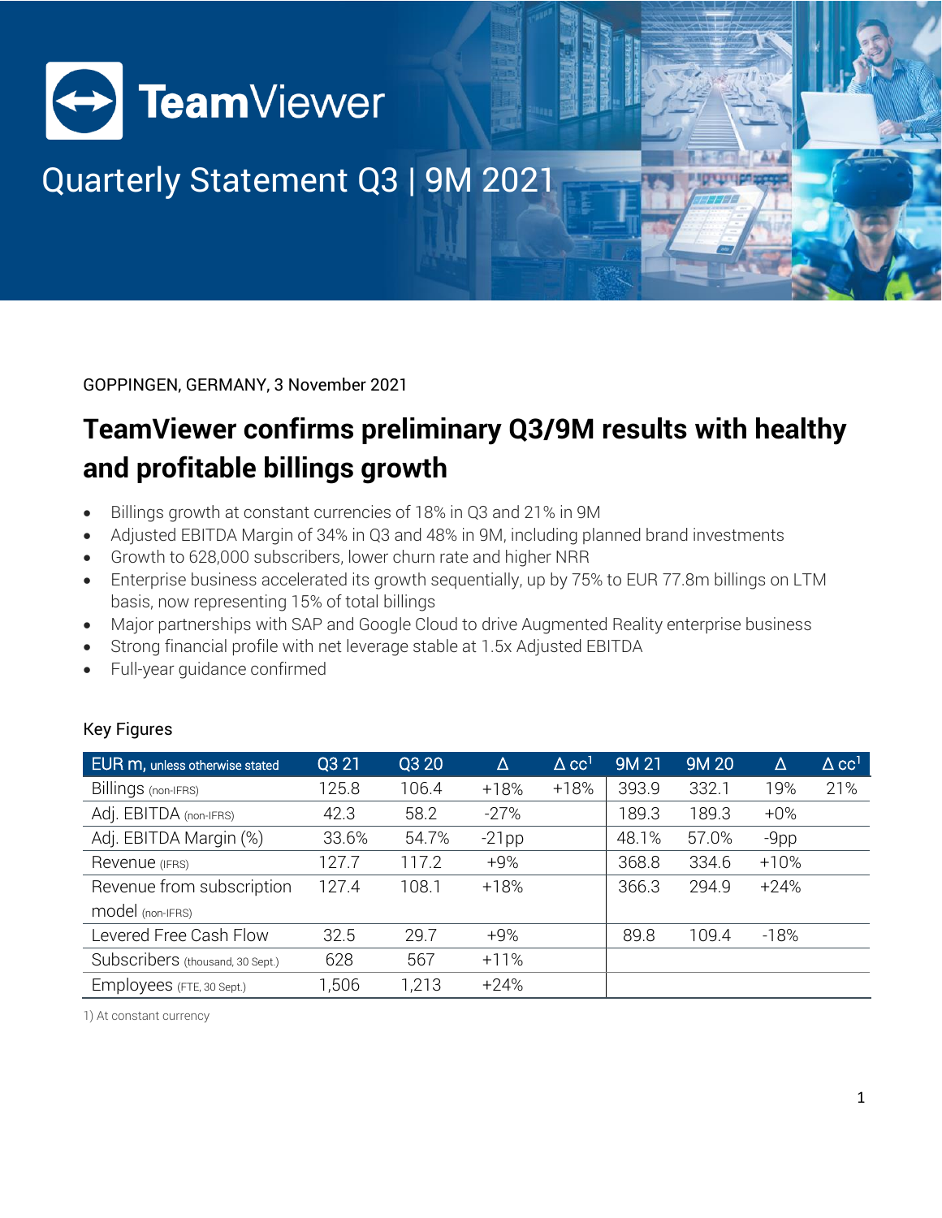# TeamViewer

## Quarterly Statement Q3 | 9M 2021

GOPPINGEN, GERMANY, 3 November 2021

# TeamViewer confirms preliminary Q3/9M results with healthy and profitable billings growth

- Billings growth at constant currencies of 18% in Q3 and 21% in 9M
- Adjusted EBITDA Margin of 34% in Q3 and 48% in 9M, including planned brand investments
- Growth to 628,000 subscribers, lower churn rate and higher NRR
- Enterprise business accelerated its growth sequentially, up by 75% to EUR 77.8m billings on LTM basis, now representing 15% of total billings
- Major partnerships with SAP and Google Cloud to drive Augmented Reality enterprise business
- Strong financial profile with net leverage stable at 1.5x Adjusted EBITDA
- Full-year guidance confirmed

### Key Figures

| EUR m, unless otherwise stated | Q3 21 | Q3 20 | Δ | Δ cc[1] | 9M 21 | 9M 20 | Δ | Δ cc[1] |
|---|---|---|---|---|---|---|---|---|
| Billings (non-IFRS) | 125.8 | 106.4 | +18% | +18% | 393.9 | 332.1 | 19% | 21% |
| Adj. EBITDA (non-IFRS) | 42.3 | 58.2 | -27% | | 189.3 | 189.3 | +0% | |
| Adj. EBITDA Margin (%) | 33.6% | 54.7% | -21pp | | 48.1% | 57.0% | -9pp | |
| Revenue (IFRS) | 127.7 | 117.2 | +9% | | 368.8 | 334.6 | +10% | |
| Revenue from subscription model (non-IFRS) | 127.4 | 108.1 | +18% | | 366.3 | 294.9 | +24% | |
| Levered Free Cash Flow | 32.5 | 29.7 | +9% | | 89.8 | 109.4 | -18% | |
| Subscribers (thousand, 30 Sept.) | 628 | 567 | +11% | | | | | |
| Employees (FTE, 30 Sept.) | 1,506 | 1,213 | +24% | | | | | |

1) At constant currency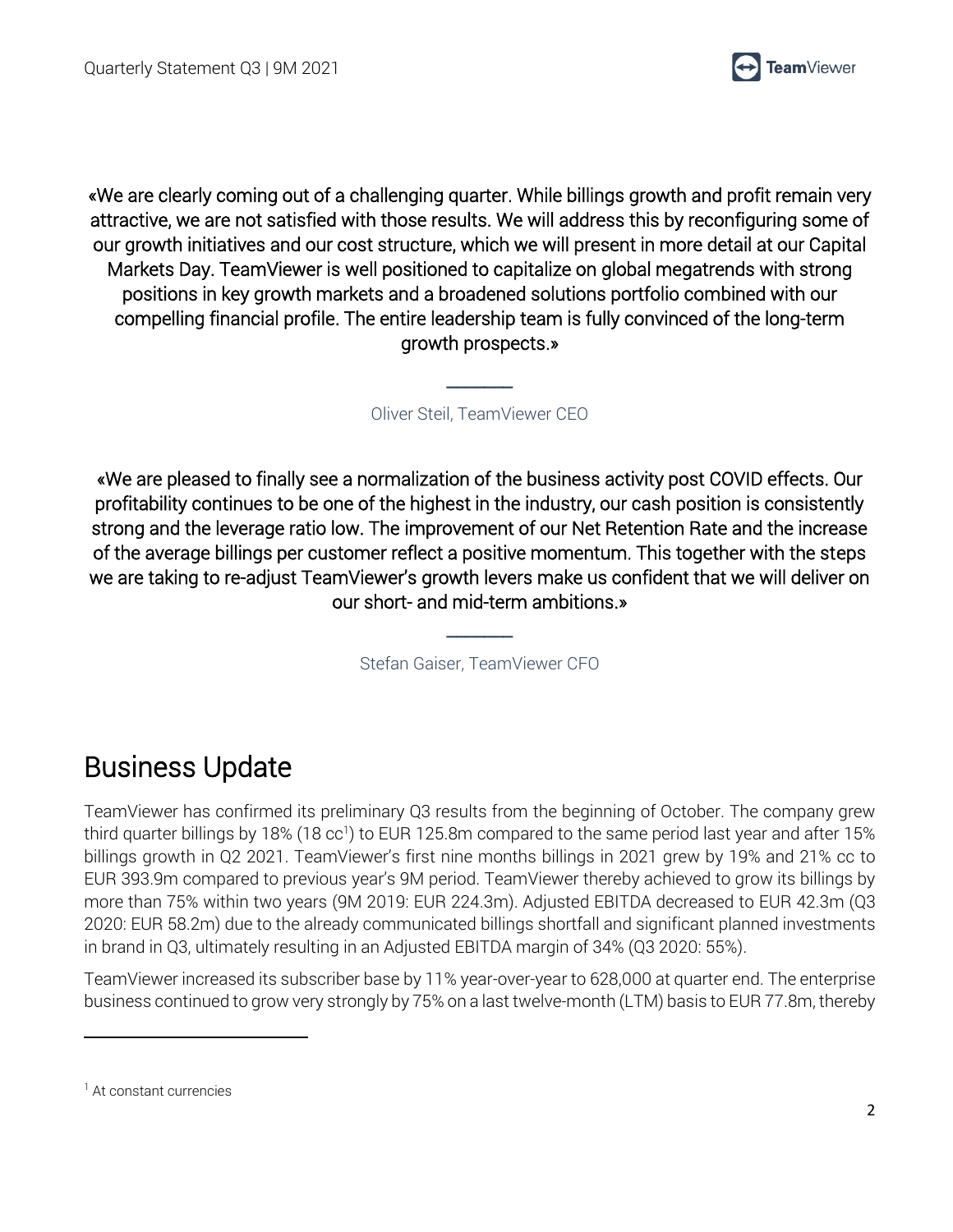«We are clearly coming out of a challenging quarter. While billings growth and profit remain very attractive, we are not satisfied with those results. We will address this by reconfiguring some of our growth initiatives and our cost structure, which we will present in more detail at our Capital Markets Day. TeamViewer is well positioned to capitalize on global megatrends with strong positions in key growth markets and a broadened solutions portfolio combined with our compelling financial profile. The entire leadership team is fully convinced of the long-term growth prospects.»

Oliver Steil, TeamViewer CEO

«We are pleased to finally see a normalization of the business activity post COVID effects. Our profitability continues to be one of the highest in the industry, our cash position is consistently strong and the leverage ratio low. The improvement of our Net Retention Rate and the increase of the average billings per customer reflect a positive momentum. This together with the steps we are taking to re-adjust TeamViewer's growth levers make us confident that we will deliver on our short- and mid-term ambitions.»

Stefan Gaiser, TeamViewer CFO

# Business Update

TeamViewer has confirmed its preliminary Q3 results from the beginning of October. The company grew third quarter billings by 18% (18 cc[1]) to EUR 125.8m compared to the same period last year and after 15% billings growth in Q2 2021. TeamViewer's first nine months billings in 2021 grew by 19% and 21% cc to EUR 393.9m compared to previous year's 9M period. TeamViewer thereby achieved to grow its billings by more than 75% within two years (9M 2019: EUR 224.3m). Adjusted EBITDA decreased to EUR 42.3m (Q3 2020: EUR 58.2m) due to the already communicated billings shortfall and significant planned investments in brand in Q3, ultimately resulting in an Adjusted EBITDA margin of 34% (Q3 2020: 55%).

TeamViewer increased its subscriber base by 11% year-over-year to 628,000 at quarter end. The enterprise business continued to grow very strongly by 75% on a last twelve-month (LTM) basis to EUR 77.8m, thereby

[1] At constant currencies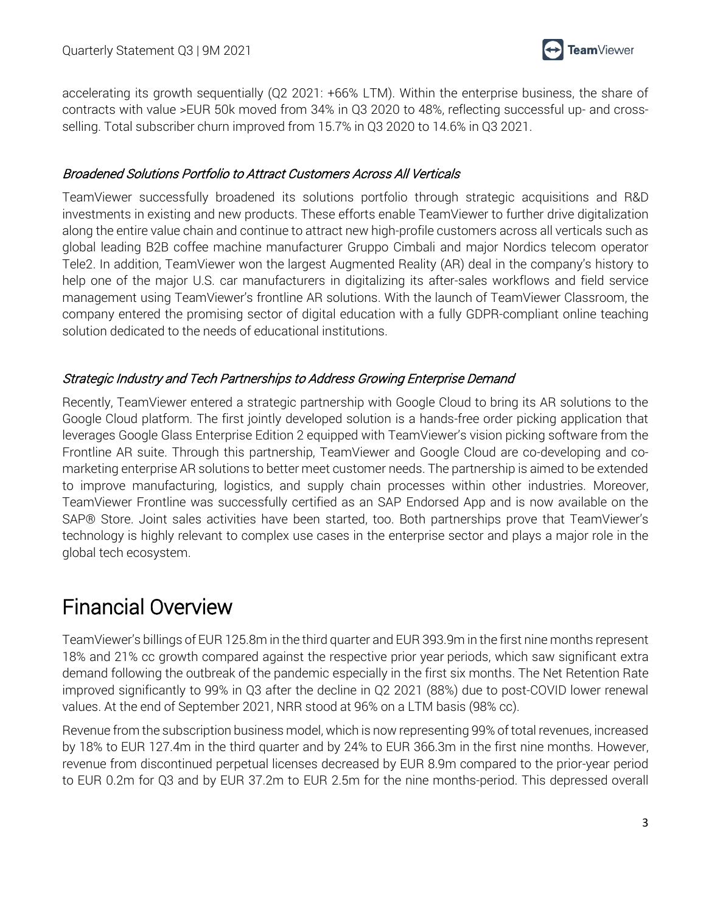accelerating its growth sequentially (Q2 2021: +66% LTM). Within the enterprise business, the share of contracts with value >EUR 50k moved from 34% in Q3 2020 to 48%, reflecting successful up- and cross-selling. Total subscriber churn improved from 15.7% in Q3 2020 to 14.6% in Q3 2021.

### *Broadened Solutions Portfolio to Attract Customers Across All Verticals*

TeamViewer successfully broadened its solutions portfolio through strategic acquisitions and R&D investments in existing and new products. These efforts enable TeamViewer to further drive digitalization along the entire value chain and continue to attract new high-profile customers across all verticals such as global leading B2B coffee machine manufacturer Gruppo Cimbali and major Nordics telecom operator Tele2. In addition, TeamViewer won the largest Augmented Reality (AR) deal in the company's history to help one of the major U.S. car manufacturers in digitalizing its after-sales workflows and field service management using TeamViewer's frontline AR solutions. With the launch of TeamViewer Classroom, the company entered the promising sector of digital education with a fully GDPR-compliant online teaching solution dedicated to the needs of educational institutions.

### *Strategic Industry and Tech Partnerships to Address Growing Enterprise Demand*

Recently, TeamViewer entered a strategic partnership with Google Cloud to bring its AR solutions to the Google Cloud platform. The first jointly developed solution is a hands-free order picking application that leverages Google Glass Enterprise Edition 2 equipped with TeamViewer's vision picking software from the Frontline AR suite. Through this partnership, TeamViewer and Google Cloud are co-developing and co-marketing enterprise AR solutions to better meet customer needs. The partnership is aimed to be extended to improve manufacturing, logistics, and supply chain processes within other industries. Moreover, TeamViewer Frontline was successfully certified as an SAP Endorsed App and is now available on the SAP® Store. Joint sales activities have been started, too. Both partnerships prove that TeamViewer's technology is highly relevant to complex use cases in the enterprise sector and plays a major role in the global tech ecosystem.

# Financial Overview

TeamViewer's billings of EUR 125.8m in the third quarter and EUR 393.9m in the first nine months represent 18% and 21% cc growth compared against the respective prior year periods, which saw significant extra demand following the outbreak of the pandemic especially in the first six months. The Net Retention Rate improved significantly to 99% in Q3 after the decline in Q2 2021 (88%) due to post-COVID lower renewal values. At the end of September 2021, NRR stood at 96% on a LTM basis (98% cc).

Revenue from the subscription business model, which is now representing 99% of total revenues, increased by 18% to EUR 127.4m in the third quarter and by 24% to EUR 366.3m in the first nine months. However, revenue from discontinued perpetual licenses decreased by EUR 8.9m compared to the prior-year period to EUR 0.2m for Q3 and by EUR 37.2m to EUR 2.5m for the nine months-period. This depressed overall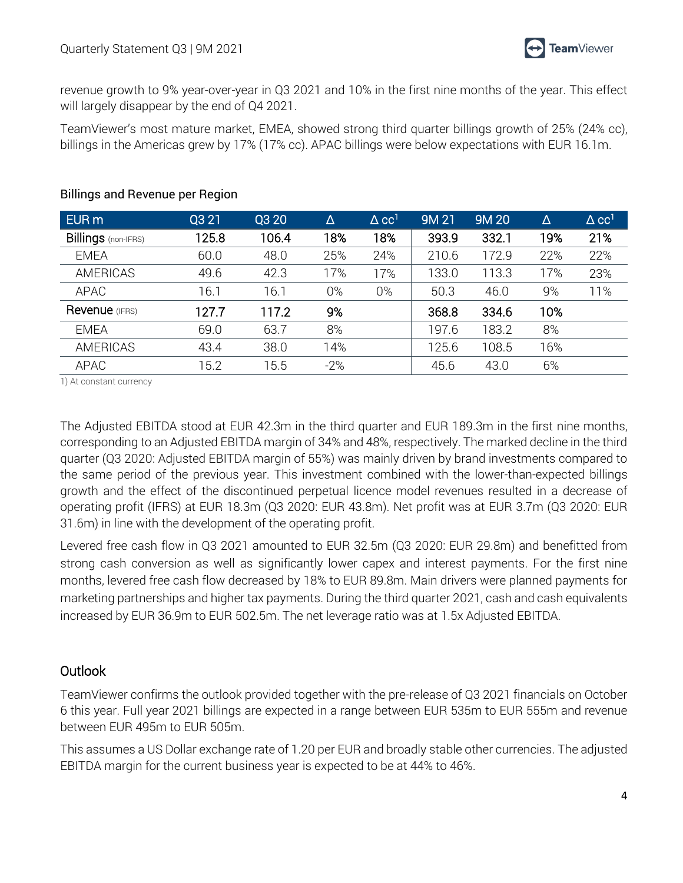revenue growth to 9% year-over-year in Q3 2021 and 10% in the first nine months of the year. This effect will largely disappear by the end of Q4 2021.

TeamViewer's most mature market, EMEA, showed strong third quarter billings growth of 25% (24% cc), billings in the Americas grew by 17% (17% cc). APAC billings were below expectations with EUR 16.1m.

Billings and Revenue per Region

| EUR m | Q3 21 | Q3 20 | Δ | Δ cc[1] | 9M 21 | 9M 20 | Δ | Δ cc[1] |
|---|---|---|---|---|---|---|---|---|
| **Billings** (non-IFRS) | **125.8** | **106.4** | **18%** | **18%** | **393.9** | **332.1** | **19%** | **21%** |
| EMEA | 60.0 | 48.0 | 25% | 24% | 210.6 | 172.9 | 22% | 22% |
| AMERICAS | 49.6 | 42.3 | 17% | 17% | 133.0 | 113.3 | 17% | 23% |
| APAC | 16.1 | 16.1 | 0% | 0% | 50.3 | 46.0 | 9% | 11% |
| **Revenue** (IFRS) | **127.7** | **117.2** | **9%** | | **368.8** | **334.6** | **10%** | |
| EMEA | 69.0 | 63.7 | 8% | | 197.6 | 183.2 | 8% | |
| AMERICAS | 43.4 | 38.0 | 14% | | 125.6 | 108.5 | 16% | |
| APAC | 15.2 | 15.5 | -2% | | 45.6 | 43.0 | 6% | |

1) At constant currency

The Adjusted EBITDA stood at EUR 42.3m in the third quarter and EUR 189.3m in the first nine months, corresponding to an Adjusted EBITDA margin of 34% and 48%, respectively. The marked decline in the third quarter (Q3 2020: Adjusted EBITDA margin of 55%) was mainly driven by brand investments compared to the same period of the previous year. This investment combined with the lower-than-expected billings growth and the effect of the discontinued perpetual licence model revenues resulted in a decrease of operating profit (IFRS) at EUR 18.3m (Q3 2020: EUR 43.8m). Net profit was at EUR 3.7m (Q3 2020: EUR 31.6m) in line with the development of the operating profit.

Levered free cash flow in Q3 2021 amounted to EUR 32.5m (Q3 2020: EUR 29.8m) and benefitted from strong cash conversion as well as significantly lower capex and interest payments. For the first nine months, levered free cash flow decreased by 18% to EUR 89.8m. Main drivers were planned payments for marketing partnerships and higher tax payments. During the third quarter 2021, cash and cash equivalents increased by EUR 36.9m to EUR 502.5m. The net leverage ratio was at 1.5x Adjusted EBITDA.

## Outlook

TeamViewer confirms the outlook provided together with the pre-release of Q3 2021 financials on October 6 this year. Full year 2021 billings are expected in a range between EUR 535m to EUR 555m and revenue between EUR 495m to EUR 505m.

This assumes a US Dollar exchange rate of 1.20 per EUR and broadly stable other currencies. The adjusted EBITDA margin for the current business year is expected to be at 44% to 46%.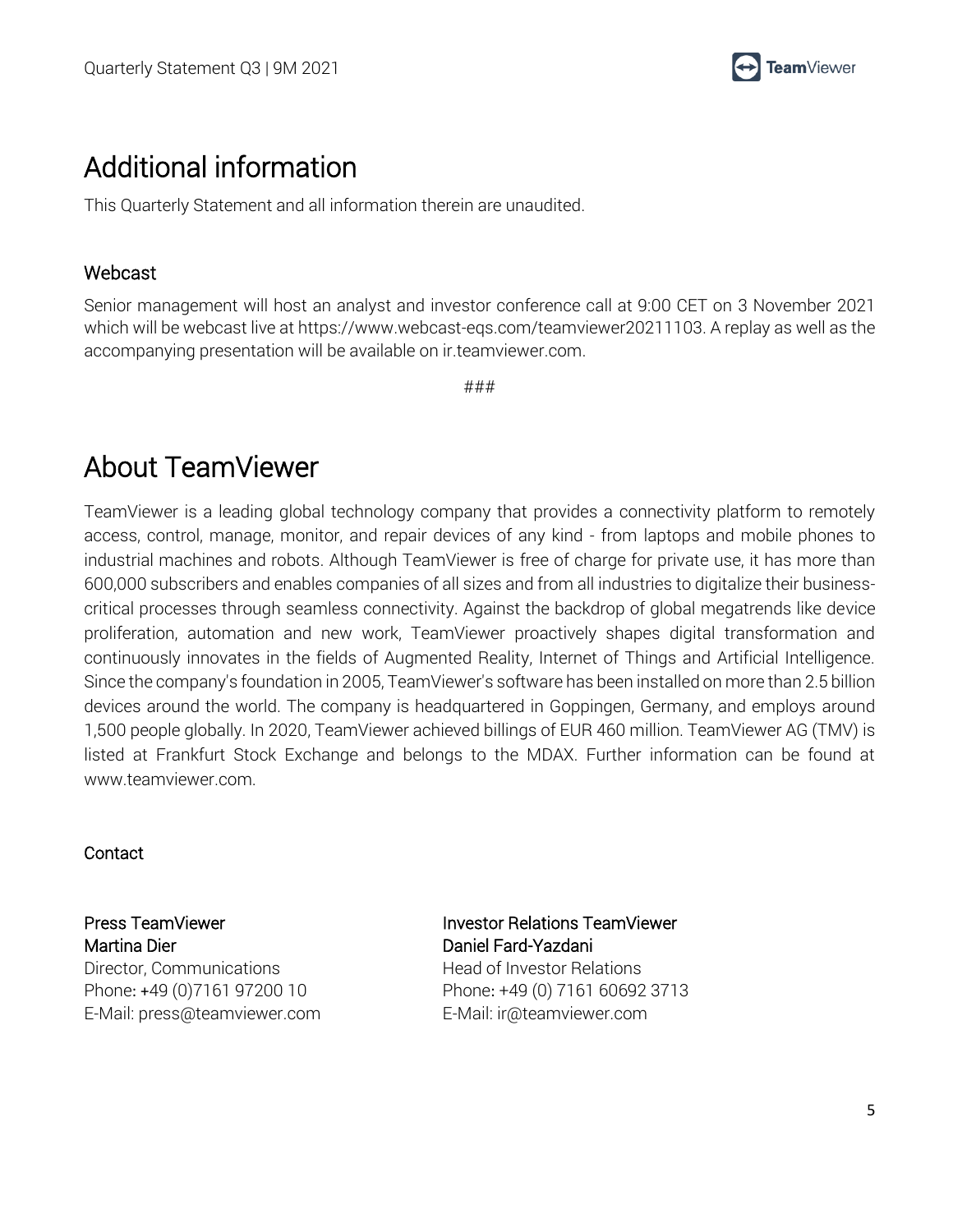# Additional information

This Quarterly Statement and all information therein are unaudited.

## Webcast

Senior management will host an analyst and investor conference call at 9:00 CET on 3 November 2021 which will be webcast live at https://www.webcast-eqs.com/teamviewer20211103. A replay as well as the accompanying presentation will be available on ir.teamviewer.com.

###

# About TeamViewer

TeamViewer is a leading global technology company that provides a connectivity platform to remotely access, control, manage, monitor, and repair devices of any kind - from laptops and mobile phones to industrial machines and robots. Although TeamViewer is free of charge for private use, it has more than 600,000 subscribers and enables companies of all sizes and from all industries to digitalize their business-critical processes through seamless connectivity. Against the backdrop of global megatrends like device proliferation, automation and new work, TeamViewer proactively shapes digital transformation and continuously innovates in the fields of Augmented Reality, Internet of Things and Artificial Intelligence. Since the company's foundation in 2005, TeamViewer's software has been installed on more than 2.5 billion devices around the world. The company is headquartered in Goppingen, Germany, and employs around 1,500 people globally. In 2020, TeamViewer achieved billings of EUR 460 million. TeamViewer AG (TMV) is listed at Frankfurt Stock Exchange and belongs to the MDAX. Further information can be found at www.teamviewer.com.

## Contact

Press TeamViewer
Martina Dier
Director, Communications
Phone: +49 (0)7161 97200 10
E-Mail: press@teamviewer.com

Investor Relations TeamViewer
Daniel Fard-Yazdani
Head of Investor Relations
Phone: +49 (0) 7161 60692 3713
E-Mail: ir@teamviewer.com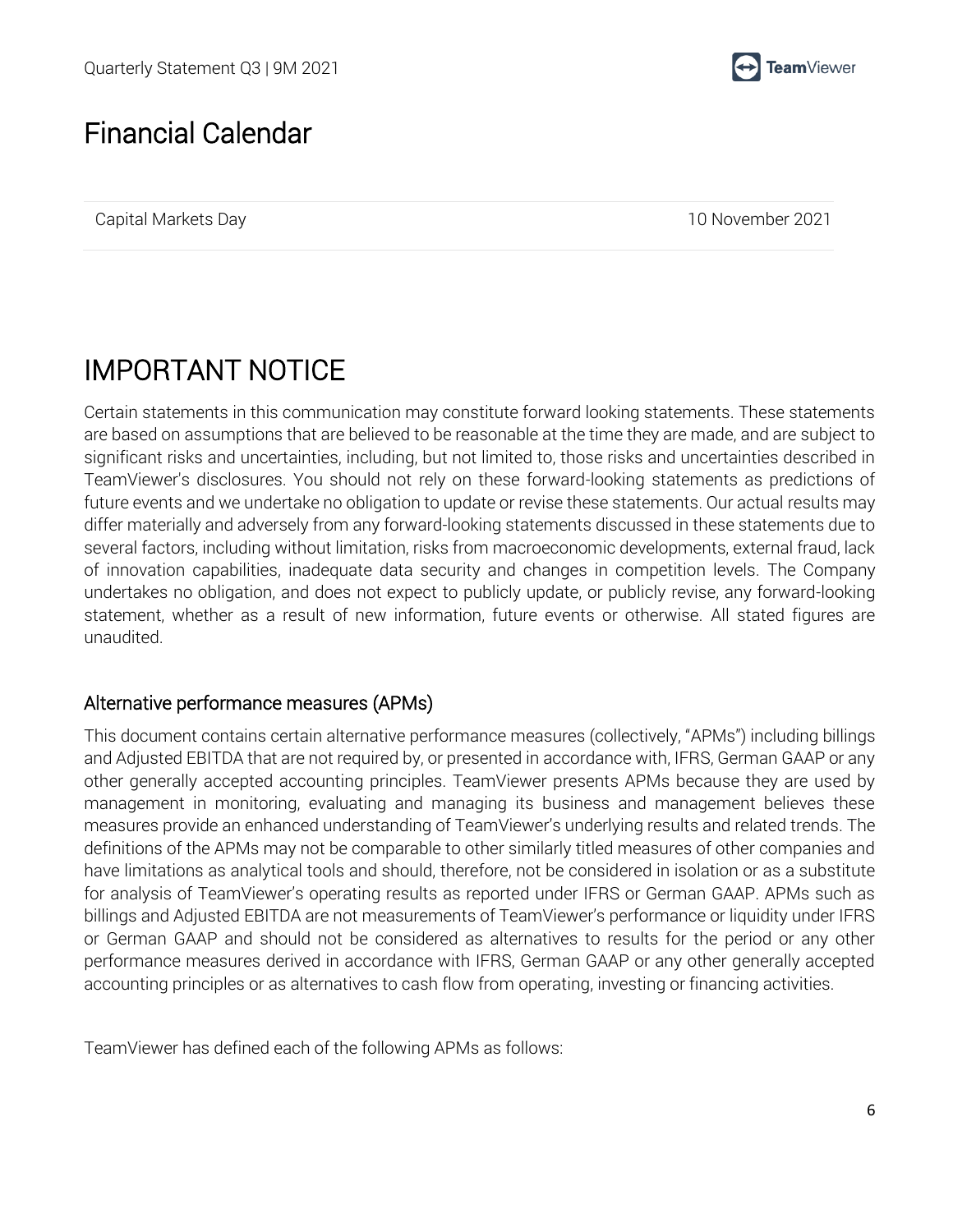# Financial Calendar

| Capital Markets Day | 10 November 2021 |
| --- | --- |

# IMPORTANT NOTICE

Certain statements in this communication may constitute forward looking statements. These statements are based on assumptions that are believed to be reasonable at the time they are made, and are subject to significant risks and uncertainties, including, but not limited to, those risks and uncertainties described in TeamViewer's disclosures. You should not rely on these forward-looking statements as predictions of future events and we undertake no obligation to update or revise these statements. Our actual results may differ materially and adversely from any forward-looking statements discussed in these statements due to several factors, including without limitation, risks from macroeconomic developments, external fraud, lack of innovation capabilities, inadequate data security and changes in competition levels. The Company undertakes no obligation, and does not expect to publicly update, or publicly revise, any forward-looking statement, whether as a result of new information, future events or otherwise. All stated figures are unaudited.

## Alternative performance measures (APMs)

This document contains certain alternative performance measures (collectively, "APMs") including billings and Adjusted EBITDA that are not required by, or presented in accordance with, IFRS, German GAAP or any other generally accepted accounting principles. TeamViewer presents APMs because they are used by management in monitoring, evaluating and managing its business and management believes these measures provide an enhanced understanding of TeamViewer's underlying results and related trends. The definitions of the APMs may not be comparable to other similarly titled measures of other companies and have limitations as analytical tools and should, therefore, not be considered in isolation or as a substitute for analysis of TeamViewer's operating results as reported under IFRS or German GAAP. APMs such as billings and Adjusted EBITDA are not measurements of TeamViewer's performance or liquidity under IFRS or German GAAP and should not be considered as alternatives to results for the period or any other performance measures derived in accordance with IFRS, German GAAP or any other generally accepted accounting principles or as alternatives to cash flow from operating, investing or financing activities.

TeamViewer has defined each of the following APMs as follows: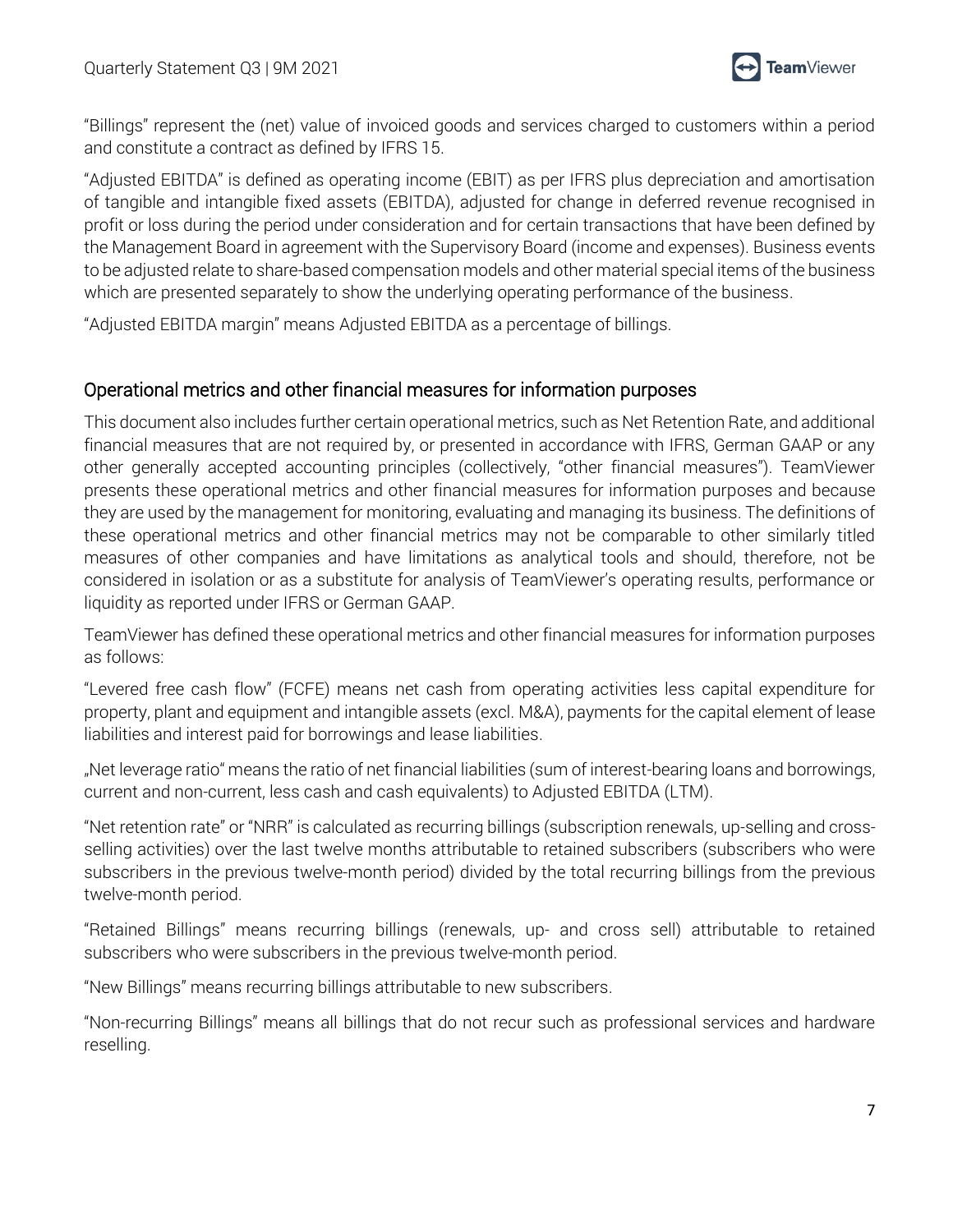"Billings" represent the (net) value of invoiced goods and services charged to customers within a period and constitute a contract as defined by IFRS 15.

"Adjusted EBITDA" is defined as operating income (EBIT) as per IFRS plus depreciation and amortisation of tangible and intangible fixed assets (EBITDA), adjusted for change in deferred revenue recognised in profit or loss during the period under consideration and for certain transactions that have been defined by the Management Board in agreement with the Supervisory Board (income and expenses). Business events to be adjusted relate to share-based compensation models and other material special items of the business which are presented separately to show the underlying operating performance of the business.

"Adjusted EBITDA margin" means Adjusted EBITDA as a percentage of billings.

## Operational metrics and other financial measures for information purposes

This document also includes further certain operational metrics, such as Net Retention Rate, and additional financial measures that are not required by, or presented in accordance with IFRS, German GAAP or any other generally accepted accounting principles (collectively, "other financial measures"). TeamViewer presents these operational metrics and other financial measures for information purposes and because they are used by the management for monitoring, evaluating and managing its business. The definitions of these operational metrics and other financial metrics may not be comparable to other similarly titled measures of other companies and have limitations as analytical tools and should, therefore, not be considered in isolation or as a substitute for analysis of TeamViewer's operating results, performance or liquidity as reported under IFRS or German GAAP.

TeamViewer has defined these operational metrics and other financial measures for information purposes as follows:

"Levered free cash flow" (FCFE) means net cash from operating activities less capital expenditure for property, plant and equipment and intangible assets (excl. M&A), payments for the capital element of lease liabilities and interest paid for borrowings and lease liabilities.

„Net leverage ratio" means the ratio of net financial liabilities (sum of interest-bearing loans and borrowings, current and non-current, less cash and cash equivalents) to Adjusted EBITDA (LTM).

"Net retention rate" or "NRR" is calculated as recurring billings (subscription renewals, up-selling and cross-selling activities) over the last twelve months attributable to retained subscribers (subscribers who were subscribers in the previous twelve-month period) divided by the total recurring billings from the previous twelve-month period.

"Retained Billings" means recurring billings (renewals, up- and cross sell) attributable to retained subscribers who were subscribers in the previous twelve-month period.

"New Billings" means recurring billings attributable to new subscribers.

"Non-recurring Billings" means all billings that do not recur such as professional services and hardware reselling.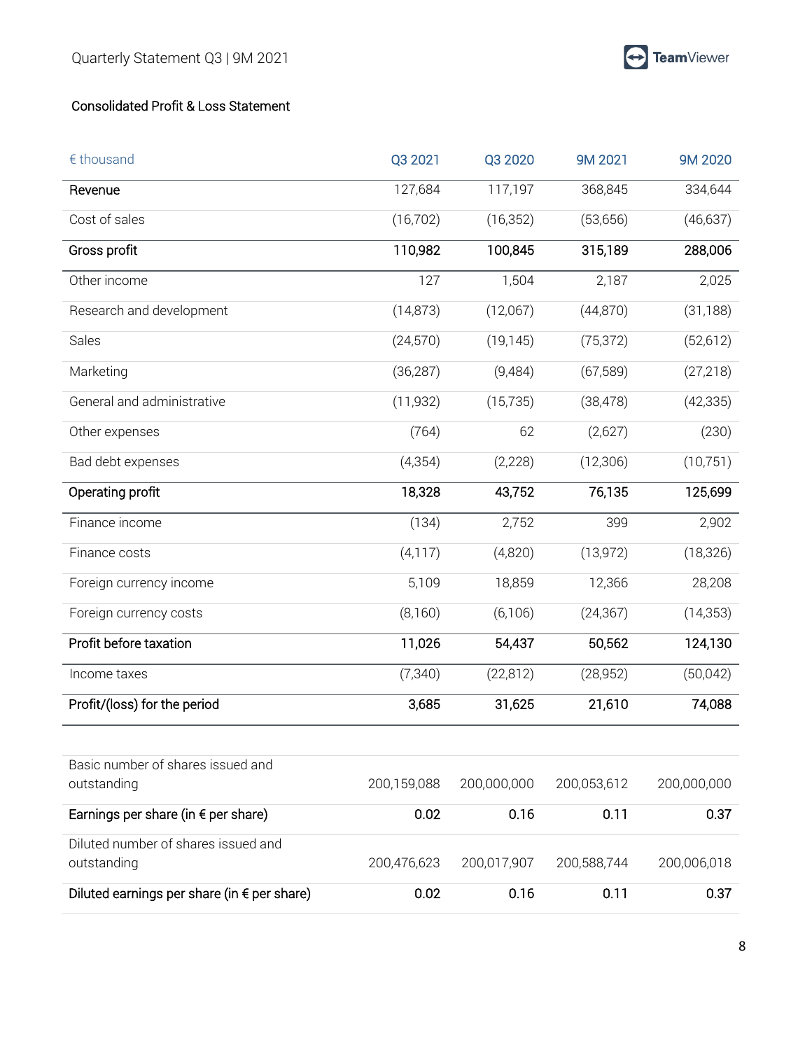## Consolidated Profit & Loss Statement

| € thousand | Q3 2021 | Q3 2020 | 9M 2021 | 9M 2020 |
|---|---|---|---|---|
| Revenue | 127,684 | 117,197 | 368,845 | 334,644 |
| Cost of sales | (16,702) | (16,352) | (53,656) | (46,637) |
| **Gross profit** | **110,982** | **100,845** | **315,189** | **288,006** |
| Other income | 127 | 1,504 | 2,187 | 2,025 |
| Research and development | (14,873) | (12,067) | (44,870) | (31,188) |
| Sales | (24,570) | (19,145) | (75,372) | (52,612) |
| Marketing | (36,287) | (9,484) | (67,589) | (27,218) |
| General and administrative | (11,932) | (15,735) | (38,478) | (42,335) |
| Other expenses | (764) | 62 | (2,627) | (230) |
| Bad debt expenses | (4,354) | (2,228) | (12,306) | (10,751) |
| **Operating profit** | **18,328** | **43,752** | **76,135** | **125,699** |
| Finance income | (134) | 2,752 | 399 | 2,902 |
| Finance costs | (4,117) | (4,820) | (13,972) | (18,326) |
| Foreign currency income | 5,109 | 18,859 | 12,366 | 28,208 |
| Foreign currency costs | (8,160) | (6,106) | (24,367) | (14,353) |
| **Profit before taxation** | **11,026** | **54,437** | **50,562** | **124,130** |
| Income taxes | (7,340) | (22,812) | (28,952) | (50,042) |
| **Profit/(loss) for the period** | **3,685** | **31,625** | **21,610** | **74,088** |
| | | | | |
| Basic number of shares issued and outstanding | 200,159,088 | 200,000,000 | 200,053,612 | 200,000,000 |
| **Earnings per share (in € per share)** | **0.02** | **0.16** | **0.11** | **0.37** |
| Diluted number of shares issued and outstanding | 200,476,623 | 200,017,907 | 200,588,744 | 200,006,018 |
| **Diluted earnings per share (in € per share)** | **0.02** | **0.16** | **0.11** | **0.37** |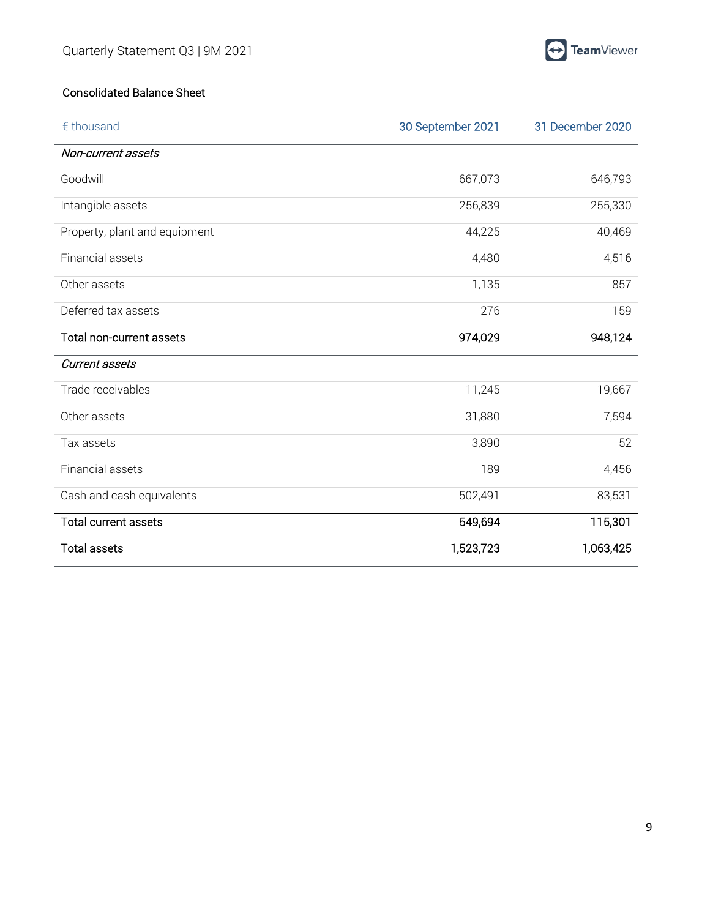## Consolidated Balance Sheet

| € thousand | 30 September 2021 | 31 December 2020 |
|---|---|---|
| *Non-current assets* | | |
| Goodwill | 667,073 | 646,793 |
| Intangible assets | 256,839 | 255,330 |
| Property, plant and equipment | 44,225 | 40,469 |
| Financial assets | 4,480 | 4,516 |
| Other assets | 1,135 | 857 |
| Deferred tax assets | 276 | 159 |
| **Total non-current assets** | **974,029** | **948,124** |
| *Current assets* | | |
| Trade receivables | 11,245 | 19,667 |
| Other assets | 31,880 | 7,594 |
| Tax assets | 3,890 | 52 |
| Financial assets | 189 | 4,456 |
| Cash and cash equivalents | 502,491 | 83,531 |
| **Total current assets** | **549,694** | **115,301** |
| **Total assets** | **1,523,723** | **1,063,425** |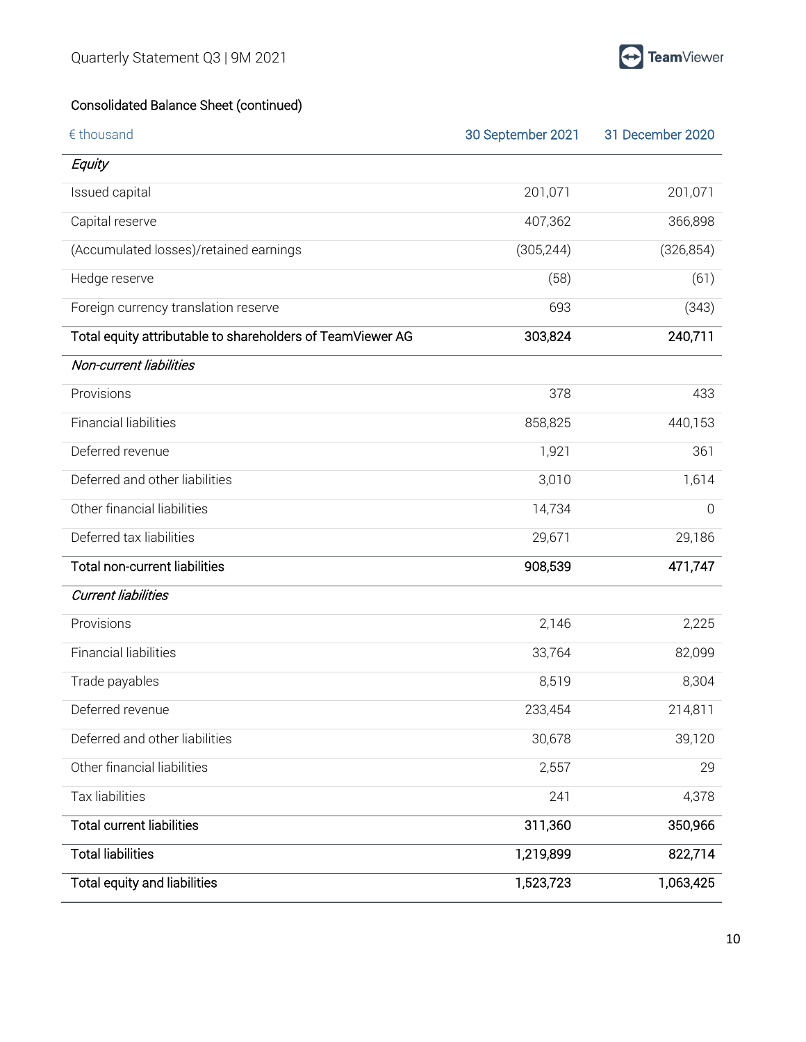### Consolidated Balance Sheet (continued)

| € thousand | 30 September 2021 | 31 December 2020 |
|---|---|---|
| *Equity* | | |
| Issued capital | 201,071 | 201,071 |
| Capital reserve | 407,362 | 366,898 |
| (Accumulated losses)/retained earnings | (305,244) | (326,854) |
| Hedge reserve | (58) | (61) |
| Foreign currency translation reserve | 693 | (343) |
| **Total equity attributable to shareholders of TeamViewer AG** | **303,824** | **240,711** |
| *Non-current liabilities* | | |
| Provisions | 378 | 433 |
| Financial liabilities | 858,825 | 440,153 |
| Deferred revenue | 1,921 | 361 |
| Deferred and other liabilities | 3,010 | 1,614 |
| Other financial liabilities | 14,734 | 0 |
| Deferred tax liabilities | 29,671 | 29,186 |
| **Total non-current liabilities** | **908,539** | **471,747** |
| *Current liabilities* | | |
| Provisions | 2,146 | 2,225 |
| Financial liabilities | 33,764 | 82,099 |
| Trade payables | 8,519 | 8,304 |
| Deferred revenue | 233,454 | 214,811 |
| Deferred and other liabilities | 30,678 | 39,120 |
| Other financial liabilities | 2,557 | 29 |
| Tax liabilities | 241 | 4,378 |
| **Total current liabilities** | **311,360** | **350,966** |
| **Total liabilities** | **1,219,899** | **822,714** |
| **Total equity and liabilities** | **1,523,723** | **1,063,425** |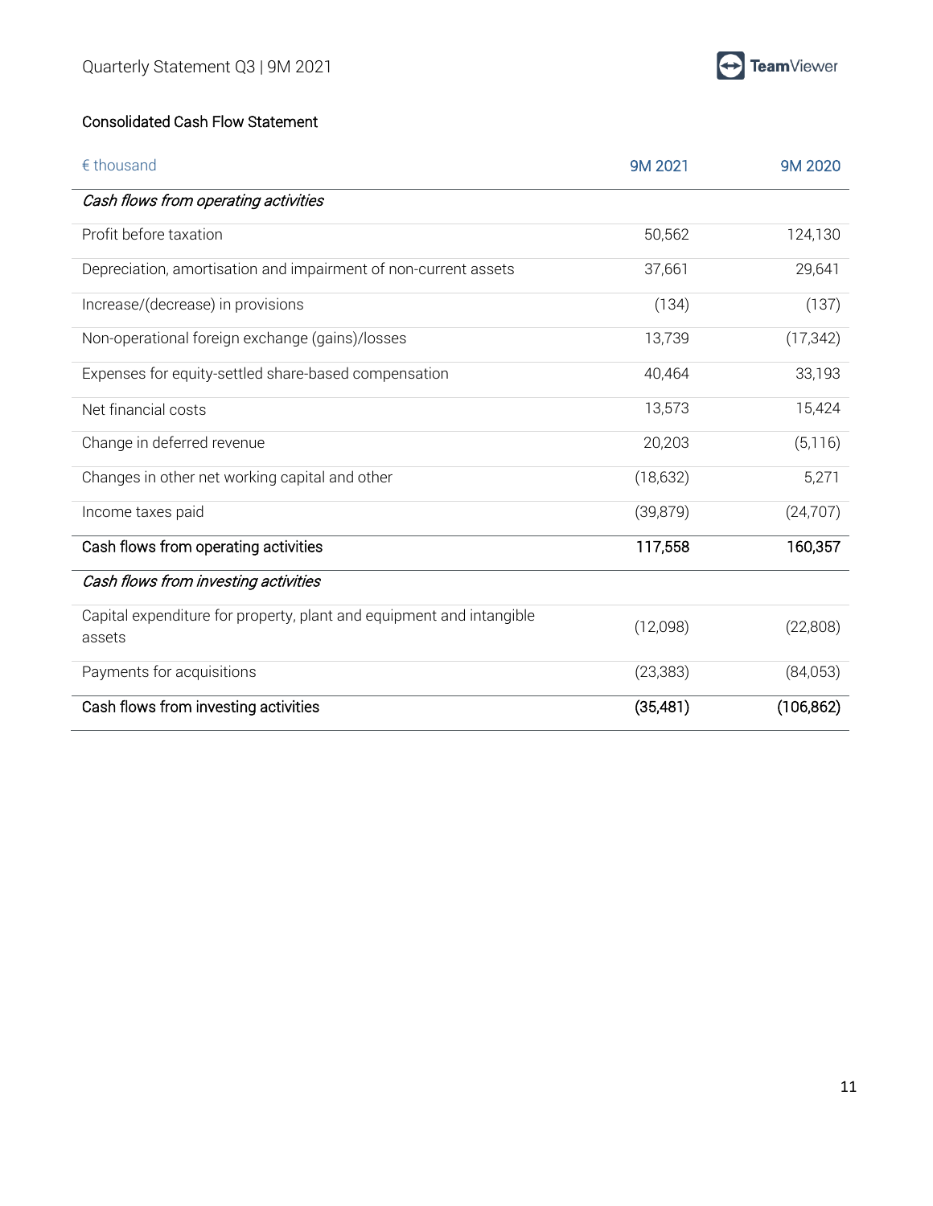## Consolidated Cash Flow Statement

| € thousand | 9M 2021 | 9M 2020 |
|---|---|---|
| *Cash flows from operating activities* | | |
| Profit before taxation | 50,562 | 124,130 |
| Depreciation, amortisation and impairment of non-current assets | 37,661 | 29,641 |
| Increase/(decrease) in provisions | (134) | (137) |
| Non-operational foreign exchange (gains)/losses | 13,739 | (17,342) |
| Expenses for equity-settled share-based compensation | 40,464 | 33,193 |
| Net financial costs | 13,573 | 15,424 |
| Change in deferred revenue | 20,203 | (5,116) |
| Changes in other net working capital and other | (18,632) | 5,271 |
| Income taxes paid | (39,879) | (24,707) |
| **Cash flows from operating activities** | **117,558** | **160,357** |
| *Cash flows from investing activities* | | |
| Capital expenditure for property, plant and equipment and intangible assets | (12,098) | (22,808) |
| Payments for acquisitions | (23,383) | (84,053) |
| **Cash flows from investing activities** | **(35,481)** | **(106,862)** |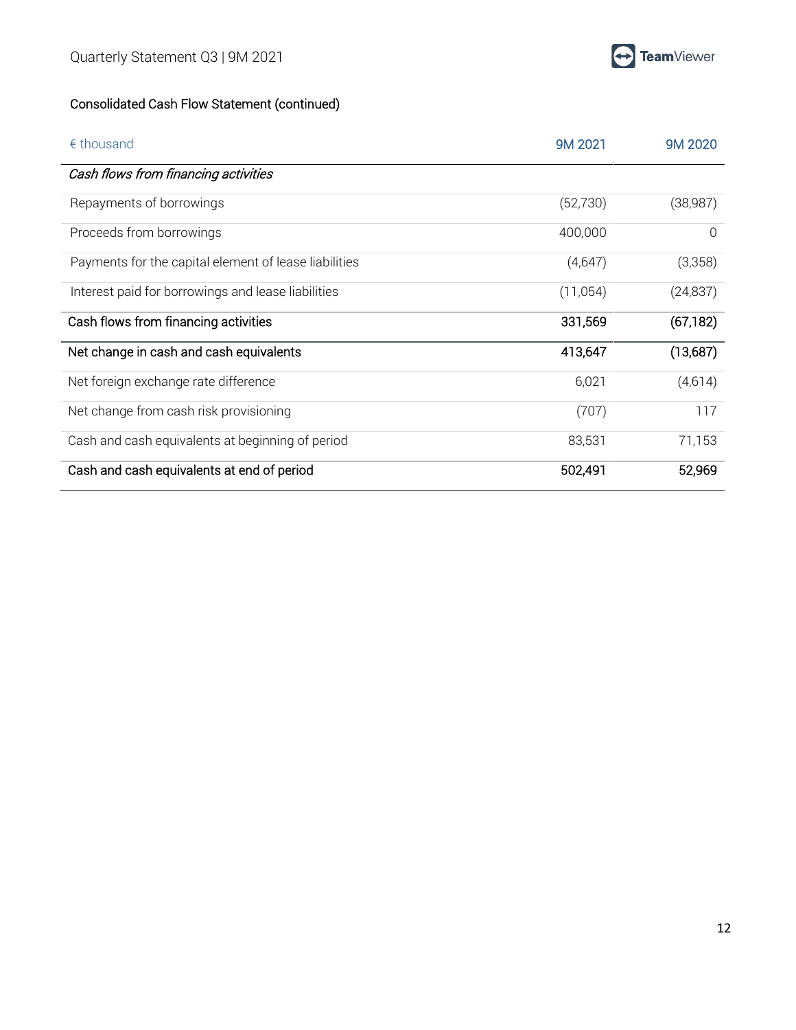## Consolidated Cash Flow Statement (continued)

| € thousand | 9M 2021 | 9M 2020 |
|---|---|---|
| *Cash flows from financing activities* | | |
| Repayments of borrowings | (52,730) | (38,987) |
| Proceeds from borrowings | 400,000 | 0 |
| Payments for the capital element of lease liabilities | (4,647) | (3,358) |
| Interest paid for borrowings and lease liabilities | (11,054) | (24,837) |
| Cash flows from financing activities | 331,569 | (67,182) |
| Net change in cash and cash equivalents | 413,647 | (13,687) |
| Net foreign exchange rate difference | 6,021 | (4,614) |
| Net change from cash risk provisioning | (707) | 117 |
| Cash and cash equivalents at beginning of period | 83,531 | 71,153 |
| Cash and cash equivalents at end of period | 502,491 | 52,969 |